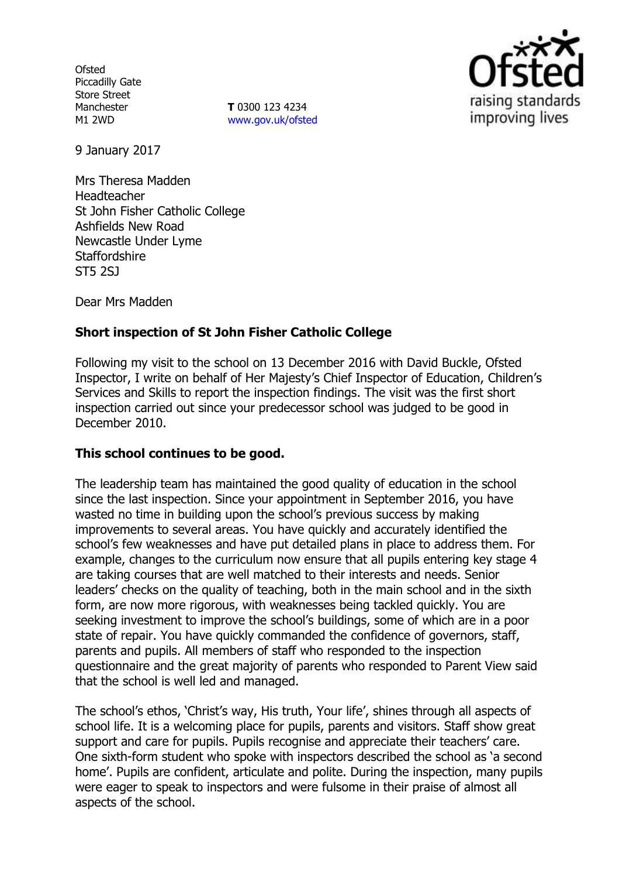Ofsted
Piccadilly Gate
Store Street
Manchester
M1 2WD

**T** 0300 123 4234
www.gov.uk/ofsted

9 January 2017

Mrs Theresa Madden
Headteacher
St John Fisher Catholic College
Ashfields New Road
Newcastle Under Lyme
Staffordshire
ST5 2SJ

Dear Mrs Madden

**Short inspection of St John Fisher Catholic College**

Following my visit to the school on 13 December 2016 with David Buckle, Ofsted Inspector, I write on behalf of Her Majesty's Chief Inspector of Education, Children's Services and Skills to report the inspection findings. The visit was the first short inspection carried out since your predecessor school was judged to be good in December 2010.

**This school continues to be good.**

The leadership team has maintained the good quality of education in the school since the last inspection. Since your appointment in September 2016, you have wasted no time in building upon the school's previous success by making improvements to several areas. You have quickly and accurately identified the school's few weaknesses and have put detailed plans in place to address them. For example, changes to the curriculum now ensure that all pupils entering key stage 4 are taking courses that are well matched to their interests and needs. Senior leaders' checks on the quality of teaching, both in the main school and in the sixth form, are now more rigorous, with weaknesses being tackled quickly. You are seeking investment to improve the school's buildings, some of which are in a poor state of repair. You have quickly commanded the confidence of governors, staff, parents and pupils. All members of staff who responded to the inspection questionnaire and the great majority of parents who responded to Parent View said that the school is well led and managed.

The school's ethos, 'Christ's way, His truth, Your life', shines through all aspects of school life. It is a welcoming place for pupils, parents and visitors. Staff show great support and care for pupils. Pupils recognise and appreciate their teachers' care. One sixth-form student who spoke with inspectors described the school as 'a second home'. Pupils are confident, articulate and polite. During the inspection, many pupils were eager to speak to inspectors and were fulsome in their praise of almost all aspects of the school.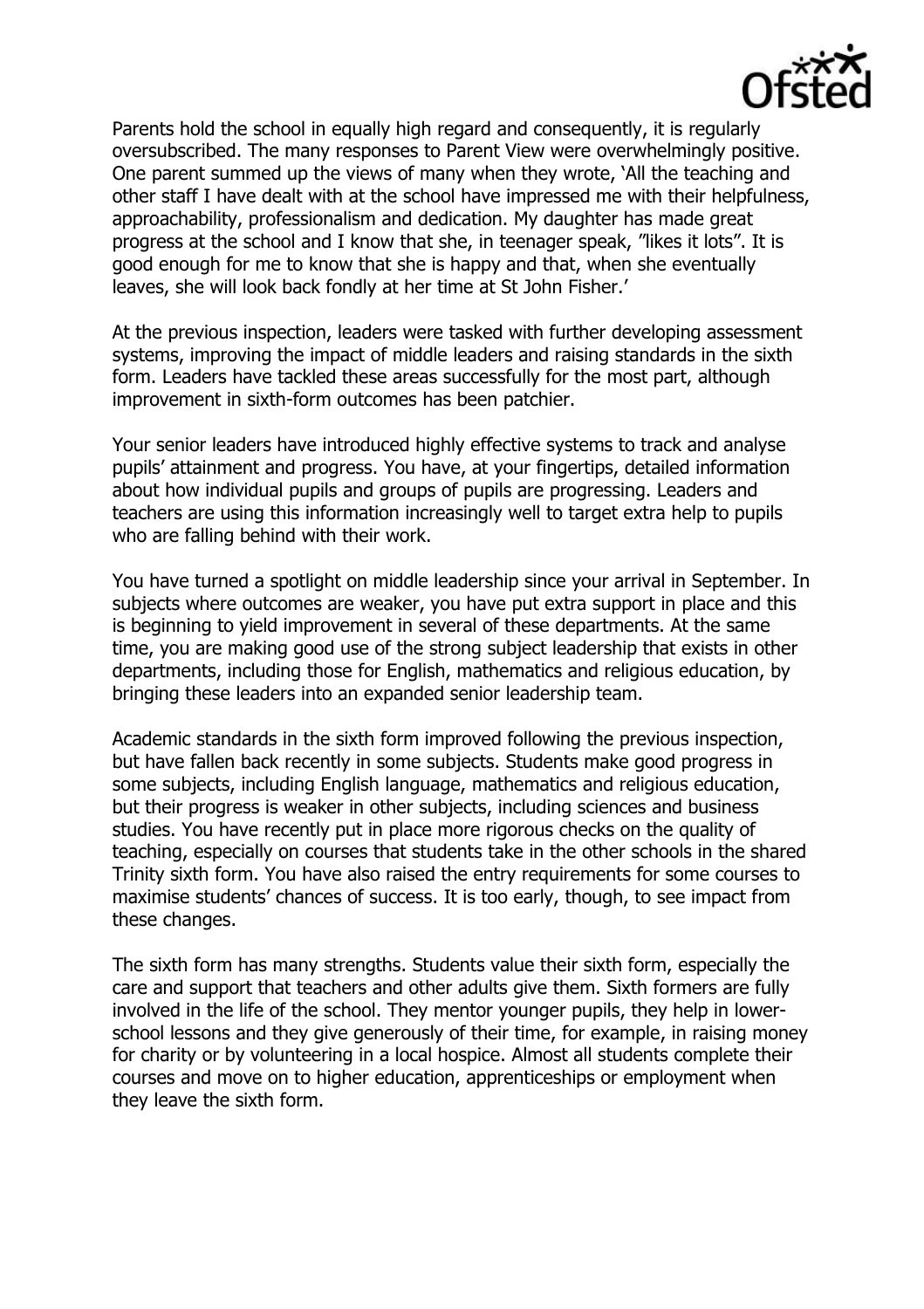Parents hold the school in equally high regard and consequently, it is regularly oversubscribed. The many responses to Parent View were overwhelmingly positive. One parent summed up the views of many when they wrote, 'All the teaching and other staff I have dealt with at the school have impressed me with their helpfulness, approachability, professionalism and dedication. My daughter has made great progress at the school and I know that she, in teenager speak, "likes it lots". It is good enough for me to know that she is happy and that, when she eventually leaves, she will look back fondly at her time at St John Fisher.'

At the previous inspection, leaders were tasked with further developing assessment systems, improving the impact of middle leaders and raising standards in the sixth form. Leaders have tackled these areas successfully for the most part, although improvement in sixth-form outcomes has been patchier.

Your senior leaders have introduced highly effective systems to track and analyse pupils' attainment and progress. You have, at your fingertips, detailed information about how individual pupils and groups of pupils are progressing. Leaders and teachers are using this information increasingly well to target extra help to pupils who are falling behind with their work.

You have turned a spotlight on middle leadership since your arrival in September. In subjects where outcomes are weaker, you have put extra support in place and this is beginning to yield improvement in several of these departments. At the same time, you are making good use of the strong subject leadership that exists in other departments, including those for English, mathematics and religious education, by bringing these leaders into an expanded senior leadership team.

Academic standards in the sixth form improved following the previous inspection, but have fallen back recently in some subjects. Students make good progress in some subjects, including English language, mathematics and religious education, but their progress is weaker in other subjects, including sciences and business studies. You have recently put in place more rigorous checks on the quality of teaching, especially on courses that students take in the other schools in the shared Trinity sixth form. You have also raised the entry requirements for some courses to maximise students' chances of success. It is too early, though, to see impact from these changes.

The sixth form has many strengths. Students value their sixth form, especially the care and support that teachers and other adults give them. Sixth formers are fully involved in the life of the school. They mentor younger pupils, they help in lower-school lessons and they give generously of their time, for example, in raising money for charity or by volunteering in a local hospice. Almost all students complete their courses and move on to higher education, apprenticeships or employment when they leave the sixth form.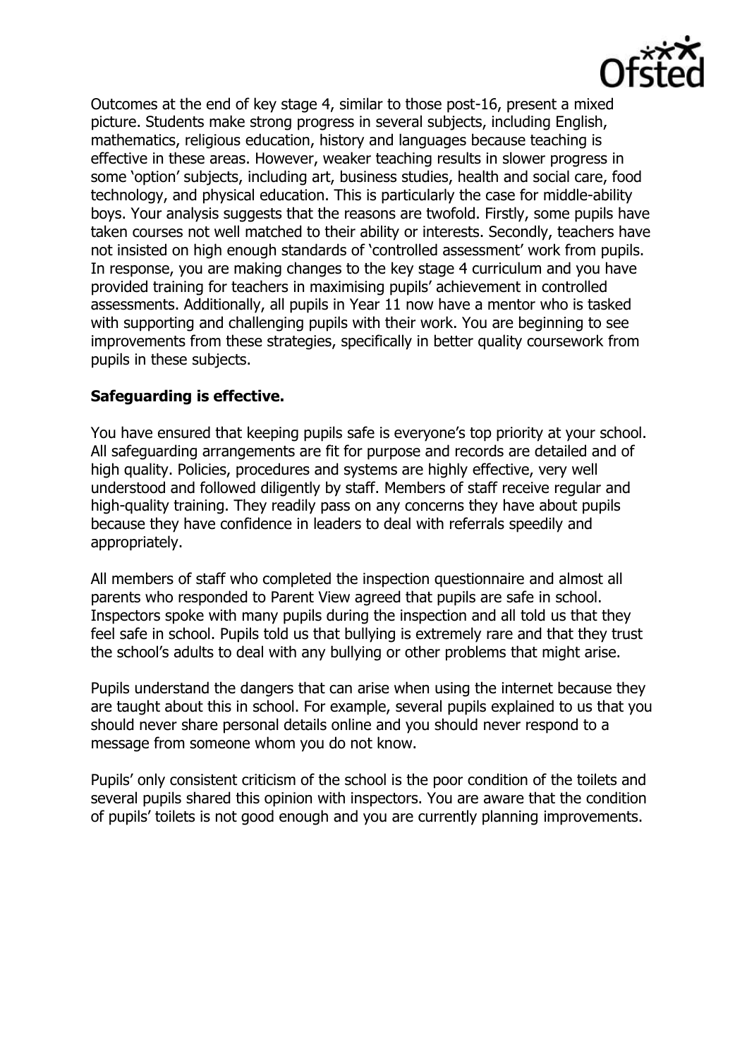Outcomes at the end of key stage 4, similar to those post-16, present a mixed picture. Students make strong progress in several subjects, including English, mathematics, religious education, history and languages because teaching is effective in these areas. However, weaker teaching results in slower progress in some 'option' subjects, including art, business studies, health and social care, food technology, and physical education. This is particularly the case for middle-ability boys. Your analysis suggests that the reasons are twofold. Firstly, some pupils have taken courses not well matched to their ability or interests. Secondly, teachers have not insisted on high enough standards of 'controlled assessment' work from pupils. In response, you are making changes to the key stage 4 curriculum and you have provided training for teachers in maximising pupils' achievement in controlled assessments. Additionally, all pupils in Year 11 now have a mentor who is tasked with supporting and challenging pupils with their work. You are beginning to see improvements from these strategies, specifically in better quality coursework from pupils in these subjects.

**Safeguarding is effective.**

You have ensured that keeping pupils safe is everyone's top priority at your school. All safeguarding arrangements are fit for purpose and records are detailed and of high quality. Policies, procedures and systems are highly effective, very well understood and followed diligently by staff. Members of staff receive regular and high-quality training. They readily pass on any concerns they have about pupils because they have confidence in leaders to deal with referrals speedily and appropriately.

All members of staff who completed the inspection questionnaire and almost all parents who responded to Parent View agreed that pupils are safe in school. Inspectors spoke with many pupils during the inspection and all told us that they feel safe in school. Pupils told us that bullying is extremely rare and that they trust the school's adults to deal with any bullying or other problems that might arise.

Pupils understand the dangers that can arise when using the internet because they are taught about this in school. For example, several pupils explained to us that you should never share personal details online and you should never respond to a message from someone whom you do not know.

Pupils' only consistent criticism of the school is the poor condition of the toilets and several pupils shared this opinion with inspectors. You are aware that the condition of pupils' toilets is not good enough and you are currently planning improvements.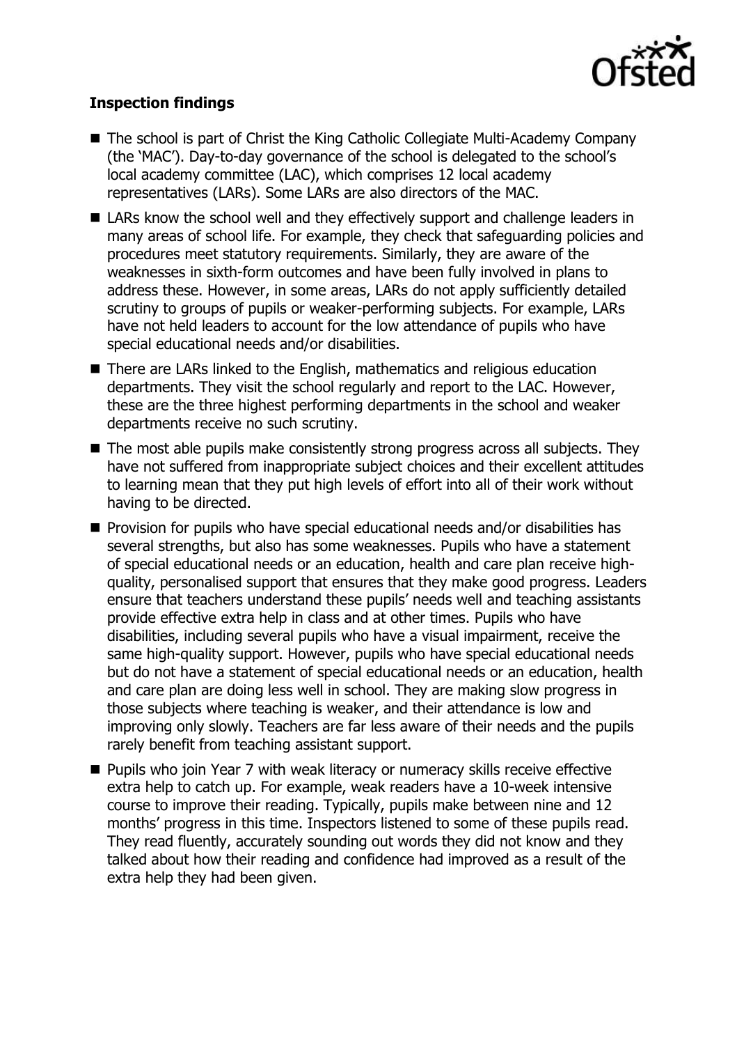### Inspection findings

- The school is part of Christ the King Catholic Collegiate Multi-Academy Company (the 'MAC'). Day-to-day governance of the school is delegated to the school's local academy committee (LAC), which comprises 12 local academy representatives (LARs). Some LARs are also directors of the MAC.
- LARs know the school well and they effectively support and challenge leaders in many areas of school life. For example, they check that safeguarding policies and procedures meet statutory requirements. Similarly, they are aware of the weaknesses in sixth-form outcomes and have been fully involved in plans to address these. However, in some areas, LARs do not apply sufficiently detailed scrutiny to groups of pupils or weaker-performing subjects. For example, LARs have not held leaders to account for the low attendance of pupils who have special educational needs and/or disabilities.
- There are LARs linked to the English, mathematics and religious education departments. They visit the school regularly and report to the LAC. However, these are the three highest performing departments in the school and weaker departments receive no such scrutiny.
- The most able pupils make consistently strong progress across all subjects. They have not suffered from inappropriate subject choices and their excellent attitudes to learning mean that they put high levels of effort into all of their work without having to be directed.
- Provision for pupils who have special educational needs and/or disabilities has several strengths, but also has some weaknesses. Pupils who have a statement of special educational needs or an education, health and care plan receive high-quality, personalised support that ensures that they make good progress. Leaders ensure that teachers understand these pupils' needs well and teaching assistants provide effective extra help in class and at other times. Pupils who have disabilities, including several pupils who have a visual impairment, receive the same high-quality support. However, pupils who have special educational needs but do not have a statement of special educational needs or an education, health and care plan are doing less well in school. They are making slow progress in those subjects where teaching is weaker, and their attendance is low and improving only slowly. Teachers are far less aware of their needs and the pupils rarely benefit from teaching assistant support.
- Pupils who join Year 7 with weak literacy or numeracy skills receive effective extra help to catch up. For example, weak readers have a 10-week intensive course to improve their reading. Typically, pupils make between nine and 12 months' progress in this time. Inspectors listened to some of these pupils read. They read fluently, accurately sounding out words they did not know and they talked about how their reading and confidence had improved as a result of the extra help they had been given.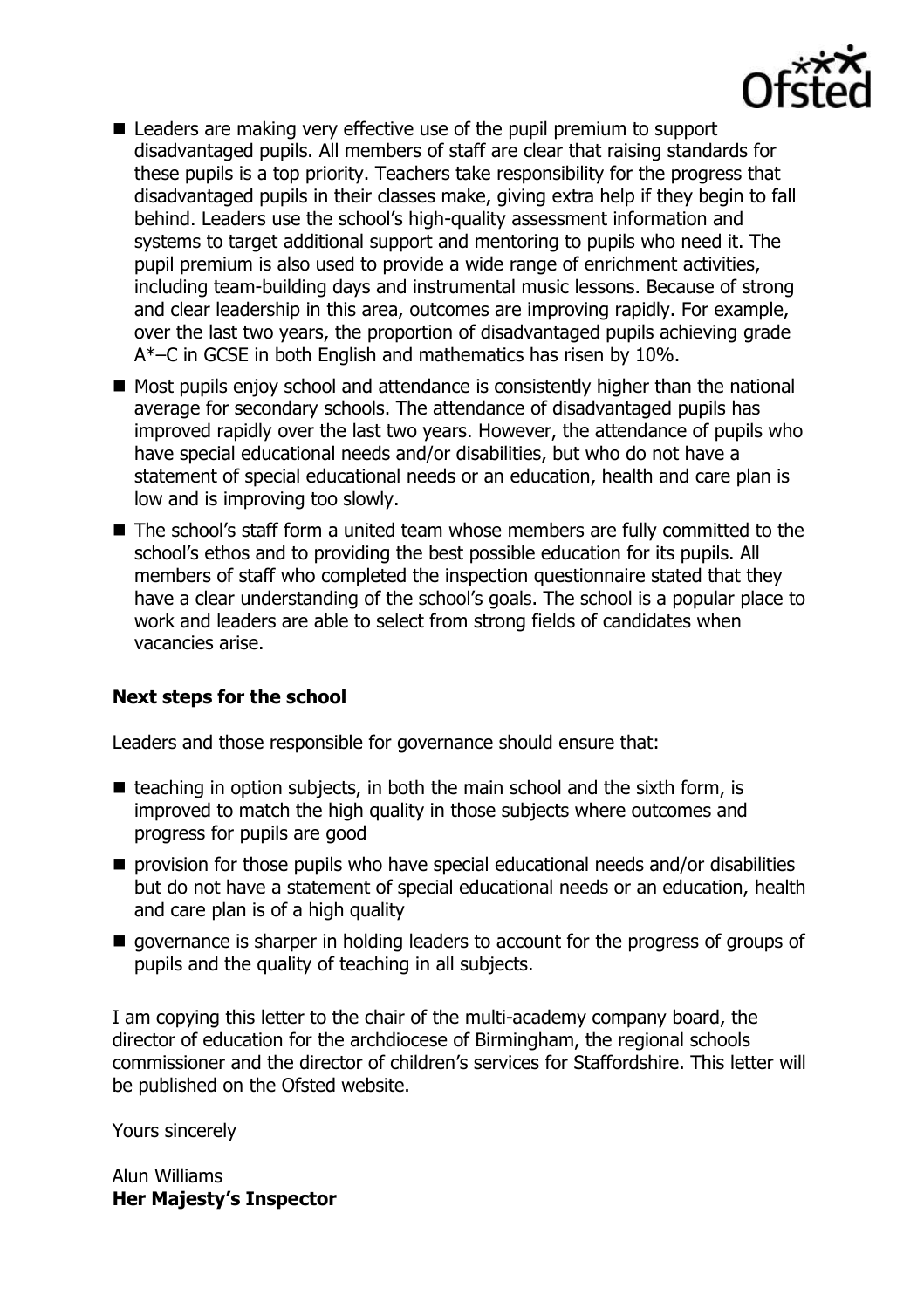- Leaders are making very effective use of the pupil premium to support disadvantaged pupils. All members of staff are clear that raising standards for these pupils is a top priority. Teachers take responsibility for the progress that disadvantaged pupils in their classes make, giving extra help if they begin to fall behind. Leaders use the school's high-quality assessment information and systems to target additional support and mentoring to pupils who need it. The pupil premium is also used to provide a wide range of enrichment activities, including team-building days and instrumental music lessons. Because of strong and clear leadership in this area, outcomes are improving rapidly. For example, over the last two years, the proportion of disadvantaged pupils achieving grade A*–C in GCSE in both English and mathematics has risen by 10%.
- Most pupils enjoy school and attendance is consistently higher than the national average for secondary schools. The attendance of disadvantaged pupils has improved rapidly over the last two years. However, the attendance of pupils who have special educational needs and/or disabilities, but who do not have a statement of special educational needs or an education, health and care plan is low and is improving too slowly.
- The school's staff form a united team whose members are fully committed to the school's ethos and to providing the best possible education for its pupils. All members of staff who completed the inspection questionnaire stated that they have a clear understanding of the school's goals. The school is a popular place to work and leaders are able to select from strong fields of candidates when vacancies arise.

## Next steps for the school

Leaders and those responsible for governance should ensure that:

- teaching in option subjects, in both the main school and the sixth form, is improved to match the high quality in those subjects where outcomes and progress for pupils are good
- provision for those pupils who have special educational needs and/or disabilities but do not have a statement of special educational needs or an education, health and care plan is of a high quality
- governance is sharper in holding leaders to account for the progress of groups of pupils and the quality of teaching in all subjects.

I am copying this letter to the chair of the multi-academy company board, the director of education for the archdiocese of Birmingham, the regional schools commissioner and the director of children's services for Staffordshire. This letter will be published on the Ofsted website.

Yours sincerely

Alun Williams
**Her Majesty's Inspector**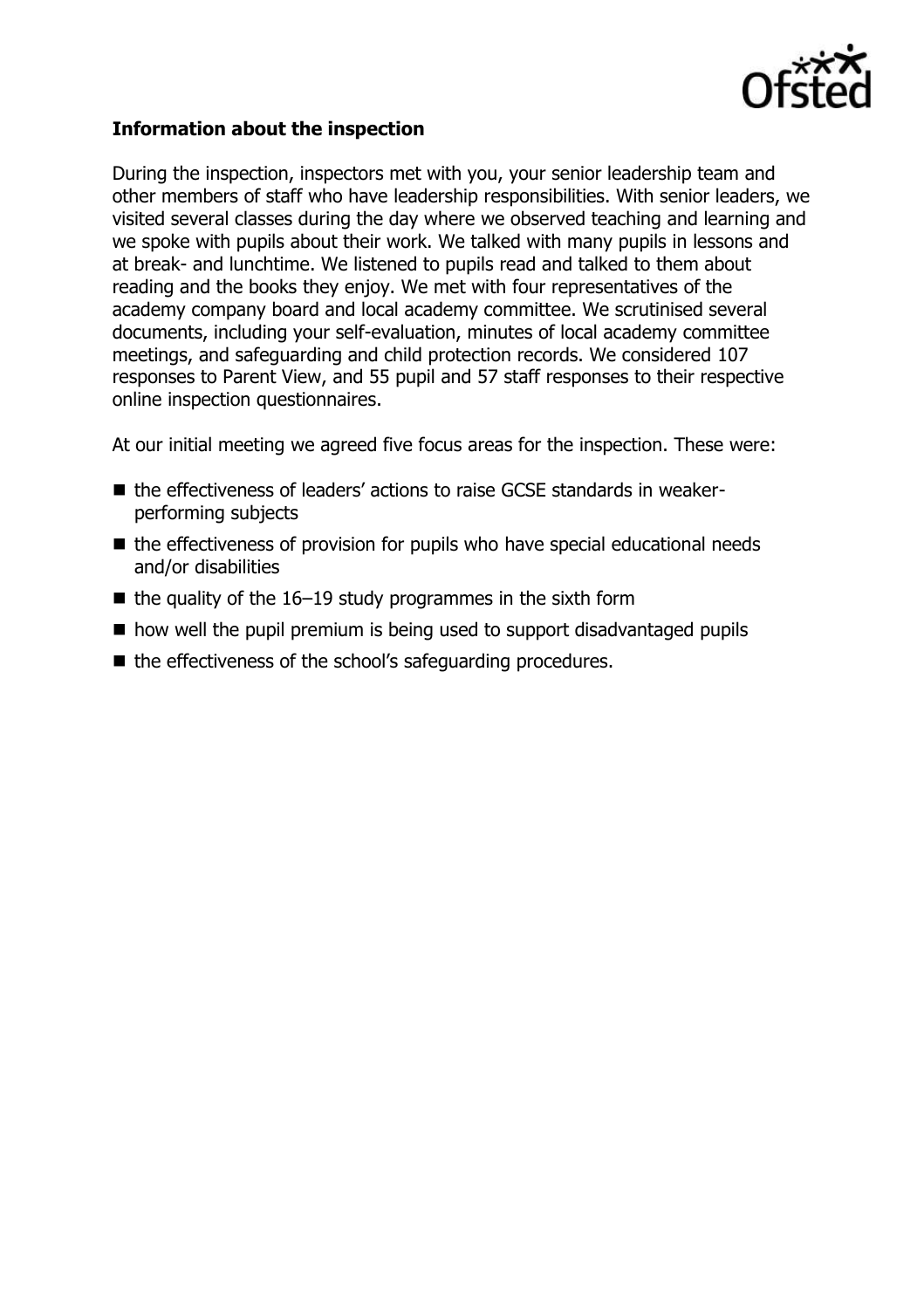**Information about the inspection**

During the inspection, inspectors met with you, your senior leadership team and other members of staff who have leadership responsibilities. With senior leaders, we visited several classes during the day where we observed teaching and learning and we spoke with pupils about their work. We talked with many pupils in lessons and at break- and lunchtime. We listened to pupils read and talked to them about reading and the books they enjoy. We met with four representatives of the academy company board and local academy committee. We scrutinised several documents, including your self-evaluation, minutes of local academy committee meetings, and safeguarding and child protection records. We considered 107 responses to Parent View, and 55 pupil and 57 staff responses to their respective online inspection questionnaires.

At our initial meeting we agreed five focus areas for the inspection. These were:

- the effectiveness of leaders' actions to raise GCSE standards in weaker-performing subjects
- the effectiveness of provision for pupils who have special educational needs and/or disabilities
- the quality of the 16–19 study programmes in the sixth form
- how well the pupil premium is being used to support disadvantaged pupils
- the effectiveness of the school's safeguarding procedures.